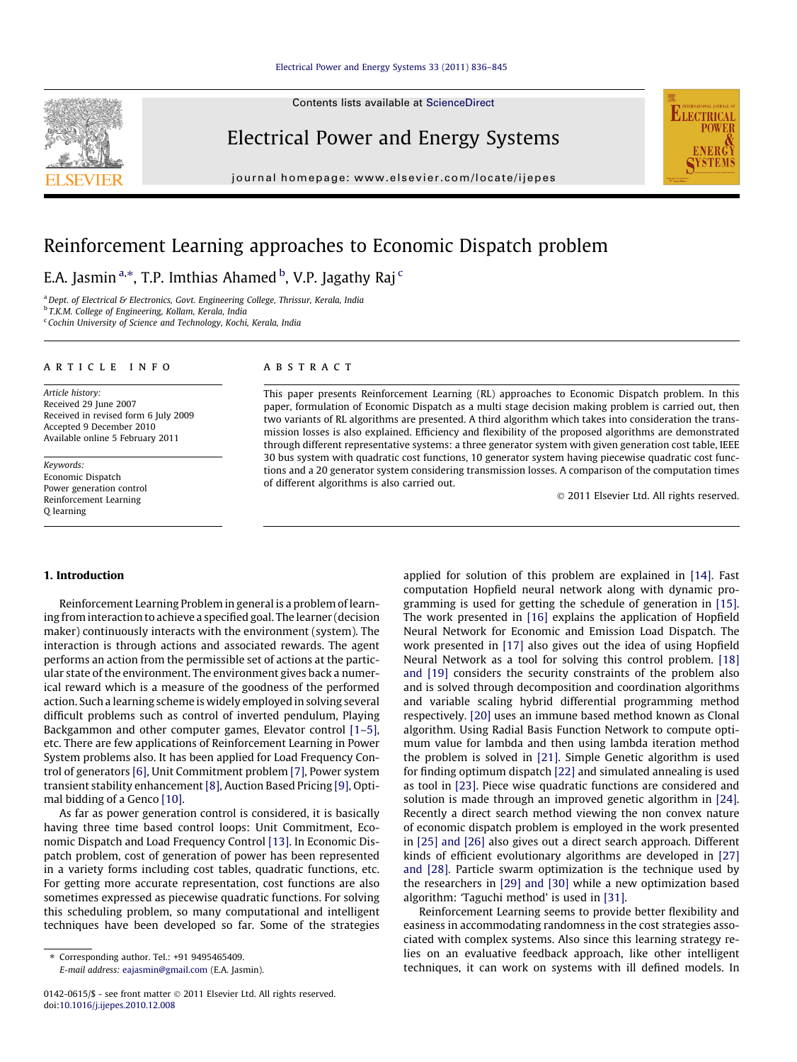# Reinforcement Learning approaches to Economic Dispatch problem

E.A. Jasmin [a,*], T.P. Imthias Ahamed [b], V.P. Jagathy Raj [c]

[a] Dept. of Electrical & Electronics, Govt. Engineering College, Thrissur, Kerala, India
[b] T.K.M. College of Engineering, Kollam, Kerala, India
[c] Cochin University of Science and Technology, Kochi, Kerala, India

**ARTICLE INFO**

*Article history:*
Received 29 June 2007
Received in revised form 6 July 2009
Accepted 9 December 2010
Available online 5 February 2011

*Keywords:*
Economic Dispatch
Power generation control
Reinforcement Learning
Q learning

**ABSTRACT**

This paper presents Reinforcement Learning (RL) approaches to Economic Dispatch problem. In this paper, formulation of Economic Dispatch as a multi stage decision making problem is carried out, then two variants of RL algorithms are presented. A third algorithm which takes into consideration the transmission losses is also explained. Efficiency and flexibility of the proposed algorithms are demonstrated through different representative systems: a three generator system with given generation cost table, IEEE 30 bus system with quadratic cost functions, 10 generator system having piecewise quadratic cost functions and a 20 generator system considering transmission losses. A comparison of the computation times of different algorithms is also carried out.

© 2011 Elsevier Ltd. All rights reserved.

## 1. Introduction

Reinforcement Learning Problem in general is a problem of learning from interaction to achieve a specified goal. The learner (decision maker) continuously interacts with the environment (system). The interaction is through actions and associated rewards. The agent performs an action from the permissible set of actions at the particular state of the environment. The environment gives back a numerical reward which is a measure of the goodness of the performed action. Such a learning scheme is widely employed in solving several difficult problems such as control of inverted pendulum, Playing Backgammon and other computer games, Elevator control [1–5], etc. There are few applications of Reinforcement Learning in Power System problems also. It has been applied for Load Frequency Control of generators [6], Unit Commitment problem [7], Power system transient stability enhancement [8], Auction Based Pricing [9], Optimal bidding of a Genco [10].

As far as power generation control is considered, it is basically having three time based control loops: Unit Commitment, Economic Dispatch and Load Frequency Control [13]. In Economic Dispatch problem, cost of generation of power has been represented in a variety forms including cost tables, quadratic functions, etc. For getting more accurate representation, cost functions are also sometimes expressed as piecewise quadratic functions. For solving this scheduling problem, so many computational and intelligent techniques have been developed so far. Some of the strategies applied for solution of this problem are explained in [14]. Fast computation Hopfield neural network along with dynamic programming is used for getting the schedule of generation in [15]. The work presented in [16] explains the application of Hopfield Neural Network for Economic and Emission Load Dispatch. The work presented in [17] also gives out the idea of using Hopfield Neural Network as a tool for solving this control problem. [18] and [19] considers the security constraints of the problem also and is solved through decomposition and coordination algorithms and variable scaling hybrid differential programming method respectively. [20] uses an immune based method known as Clonal algorithm. Using Radial Basis Function Network to compute optimum value for lambda and then using lambda iteration method the problem is solved in [21]. Simple Genetic algorithm is used for finding optimum dispatch [22] and simulated annealing is used as tool in [23]. Piece wise quadratic functions are considered and solution is made through an improved genetic algorithm in [24]. Recently a direct search method viewing the non convex nature of economic dispatch problem is employed in the work presented in [25] and [26] also gives out a direct search approach. Different kinds of efficient evolutionary algorithms are developed in [27] and [28]. Particle swarm optimization is the technique used by the researchers in [29] and [30] while a new optimization based algorithm: 'Taguchi method' is used in [31].

Reinforcement Learning seems to provide better flexibility and easiness in accommodating randomness in the cost strategies associated with complex systems. Also since this learning strategy relies on an evaluative feedback approach, like other intelligent techniques, it can work on systems with ill defined models. In

* Corresponding author. Tel.: +91 9495465409.
E-mail address: eajasmin@gmail.com (E.A. Jasmin).

0142-0615/$ - see front matter © 2011 Elsevier Ltd. All rights reserved.
doi:10.1016/j.ijepes.2010.12.008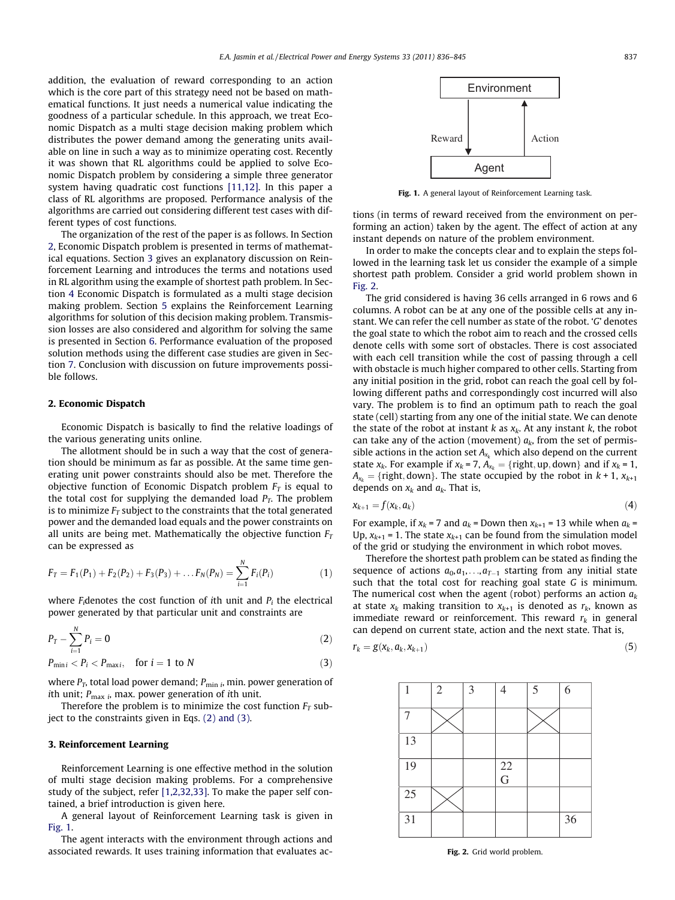addition, the evaluation of reward corresponding to an action which is the core part of this strategy need not be based on mathematical functions. It just needs a numerical value indicating the goodness of a particular schedule. In this approach, we treat Economic Dispatch as a multi stage decision making problem which distributes the power demand among the generating units available on line in such a way as to minimize operating cost. Recently it was shown that RL algorithms could be applied to solve Economic Dispatch problem by considering a simple three generator system having quadratic cost functions [11,12]. In this paper a class of RL algorithms are proposed. Performance analysis of the algorithms are carried out considering different test cases with different types of cost functions.

The organization of the rest of the paper is as follows. In Section 2, Economic Dispatch problem is presented in terms of mathematical equations. Section 3 gives an explanatory discussion on Reinforcement Learning and introduces the terms and notations used in RL algorithm using the example of shortest path problem. In Section 4 Economic Dispatch is formulated as a multi stage decision making problem. Section 5 explains the Reinforcement Learning algorithms for solution of this decision making problem. Transmission losses are also considered and algorithm for solving the same is presented in Section 6. Performance evaluation of the proposed solution methods using the different case studies are given in Section 7. Conclusion with discussion on future improvements possible follows.

## 2. Economic Dispatch

Economic Dispatch is basically to find the relative loadings of the various generating units online.

The allotment should be in such a way that the cost of generation should be minimum as far as possible. At the same time generating unit power constraints should also be met. Therefore the objective function of Economic Dispatch problem $F_T$ is equal to the total cost for supplying the demanded load $P_T$. The problem is to minimize $F_T$ subject to the constraints that the total generated power and the demanded load equals and the power constraints on all units are being met. Mathematically the objective function $F_T$ can be expressed as

$$F_T = F_1(P_1) + F_2(P_2) + F_3(P_3) + \ldots F_N(P_N) = \sum_{i=1}^{N} F_i(P_i) \tag{1}$$

where $F_i$denotes the cost function of $i$th unit and $P_i$ the electrical power generated by that particular unit and constraints are

$$P_T - \sum_{i=1}^{N} P_i = 0 \tag{2}$$

$$P_{\min i} < P_i < P_{\max i}, \quad \text{for } i = 1 \text{ to } N \tag{3}$$

where $P_T$, total load power demand; $P_{\min\ i}$, min. power generation of $i$th unit; $P_{\max\ i}$, max. power generation of $i$th unit.

Therefore the problem is to minimize the cost function $F_T$ subject to the constraints given in Eqs. (2) and (3).

## 3. Reinforcement Learning

Reinforcement Learning is one effective method in the solution of multi stage decision making problems. For a comprehensive study of the subject, refer [1,2,32,33]. To make the paper self contained, a brief introduction is given here.

A general layout of Reinforcement Learning task is given in Fig. 1.

The agent interacts with the environment through actions and associated rewards. It uses training information that evaluates actions (in terms of reward received from the environment on performing an action) taken by the agent. The effect of action at any instant depends on nature of the problem environment.

Fig. 1. A general layout of Reinforcement Learning task.

In order to make the concepts clear and to explain the steps followed in the learning task let us consider the example of a simple shortest path problem. Consider a grid world problem shown in Fig. 2.

The grid considered is having 36 cells arranged in 6 rows and 6 columns. A robot can be at any one of the possible cells at any instant. We can refer the cell number as state of the robot. '$G$' denotes the goal state to which the robot aim to reach and the crossed cells denote cells with some sort of obstacles. There is cost associated with each cell transition while the cost of passing through a cell with obstacle is much higher compared to other cells. Starting from any initial position in the grid, robot can reach the goal cell by following different paths and correspondingly cost incurred will also vary. The problem is to find an optimum path to reach the goal state (cell) starting from any one of the initial state. We can denote the state of the robot at instant $k$ as $x_k$. At any instant $k$, the robot can take any of the action (movement) $a_k$, from the set of permissible actions in the action set $A_{x_k}$ which also depend on the current state $x_k$. For example if $x_k = 7$, $A_{x_k} = \{\text{right, up, down}\}$ and if $x_k = 1$, $A_{x_k} = \{\text{right, down}\}$. The state occupied by the robot in $k + 1$, $x_{k+1}$ depends on $x_k$ and $a_k$. That is,

$$x_{k+1} = f(x_k, a_k) \tag{4}$$

For example, if $x_k = 7$ and $a_k$ = Down then $x_{k+1} = 13$ while when $a_k$ = Up, $x_{k+1} = 1$. The state $x_{k+1}$ can be found from the simulation model of the grid or studying the environment in which robot moves.

Therefore the shortest path problem can be stated as finding the sequence of actions $a_0, a_1, \ldots, a_{T-1}$ starting from any initial state such that the total cost for reaching goal state $G$ is minimum. The numerical cost when the agent (robot) performs an action $a_k$ at state $x_k$ making transition to $x_{k+1}$ is denoted as $r_k$, known as immediate reward or reinforcement. This reward $r_k$ in general can depend on current state, action and the next state. That is,

$$r_k = g(x_k, a_k, x_{k+1}) \tag{5}$$

| 1 | 2 | 3 | 4 | 5 | 6 |
|---|---|---|---|---|---|
| 7 | X | | | X | |
| 13 | | | | | |
| 19 | | | 22 G | | |
| 25 | X | | | | |
| 31 | | | | | 36 |

Fig. 2. Grid world problem.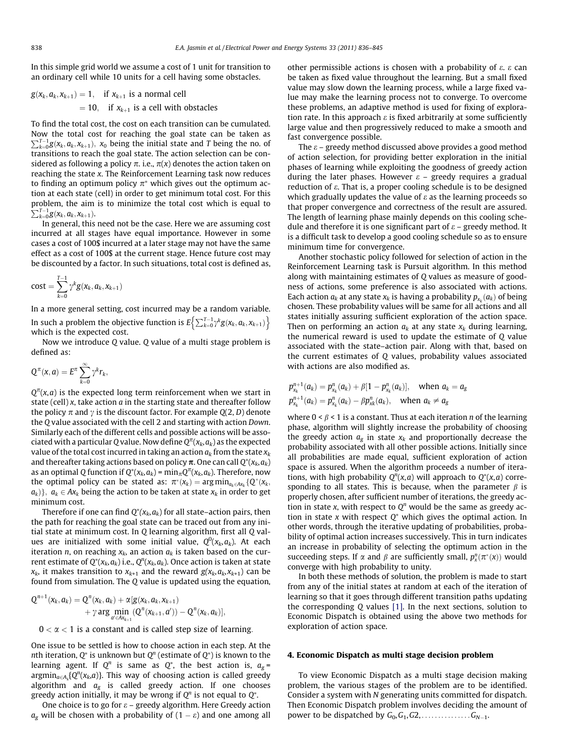In this simple grid world we assume a cost of 1 unit for transition to an ordinary cell while 10 units for a cell having some obstacles.

$$g(x_k, a_k, x_{k+1}) = 1, \quad \text{if } x_{k+1} \text{ is a normal cell}$$
$$= 10, \quad \text{if } x_{k+1} \text{ is a cell with obstacles}$$

To find the total cost, the cost on each transition can be cumulated. Now the total cost for reaching the goal state can be taken as $\sum_{k=0}^{T-1} g(x_k, a_k, x_{k+1})$, $x_0$ being the initial state and $T$ being the no. of transitions to reach the goal state. The action selection can be considered as following a policy $\pi$. i.e., $\pi(x)$ denotes the action taken on reaching the state $x$. The Reinforcement Learning task now reduces to finding an optimum policy $\pi^*$ which gives out the optimum action at each state (cell) in order to get minimum total cost. For this problem, the aim is to minimize the total cost which is equal to $\sum_{k=0}^{T-1} g(x_k, a_k, x_{k+1})$.

In general, this need not be the case. Here we are assuming cost incurred at all stages have equal importance. However in some cases a cost of 100$ incurred at a later stage may not have the same effect as a cost of 100$ at the current stage. Hence future cost may be discounted by a factor. In such situations, total cost is defined as,

$$\text{cost} = \sum_{k=0}^{T-1} \gamma^k g(x_k, a_k, x_{k+1})$$

In a more general setting, cost incurred may be a random variable. In such a problem the objective function is $E\left\{\sum_{k=0}^{T-1} \gamma^k g(x_k, a_k, x_{k+1})\right\}$ which is the expected cost.

Now we introduce $Q$ value. $Q$ value of a multi stage problem is defined as:

$$Q^{\pi}(x, a) = E^{\pi} \sum_{k=0}^{\infty} \gamma^k r_k,$$

$Q^{\pi}(x,a)$ is the expected long term reinforcement when we start in state (cell) $x$, take action $a$ in the starting state and thereafter follow the policy $\pi$ and $\gamma$ is the discount factor. For example $Q(2, D)$ denote the $Q$ value associated with the cell 2 and starting with action *Down*. Similarly each of the different cells and possible actions will be associated with a particular $Q$ value. Now define $Q^{\pi}(x_k, a_k)$ as the expected value of the total cost incurred in taking an action $a_k$ from the state $x_k$ and thereafter taking actions based on policy $\pi$. One can call $Q^*(x_k, a_k)$ as an optimal $Q$ function if $Q^*(x_k, a_k) = \min_{\pi} Q^{\pi}(x_k, a_k)$. Therefore, now the optimal policy can be stated as: $\pi^*(x_k) = \arg\min_{a_k \in Ax_k}\{Q^*(x_k, a_k)\}$, $a_k \in Ax_k$ being the action to be taken at state $x_k$ in order to get minimum cost.

Therefore if one can find $Q^*(x_k, a_k)$ for all state–action pairs, then the path for reaching the goal state can be traced out from any initial state at minimum cost. In $Q$ learning algorithm, first all $Q$ values are initialized with some initial value, $Q^0(x_k, a_k)$. At each iteration $n$, on reaching $x_k$, an action $a_k$ is taken based on the current estimate of $Q^*(x_k, a_k)$ i.e., $Q^n(x_k, a_k)$. Once action is taken at state $x_k$, it makes transition to $x_{k+1}$ and the reward $g(x_k, a_k, x_{k+1})$ can be found from simulation. The $Q$ value is updated using the equation,

$$Q^{n+1}(x_k, a_k) = Q^n(x_k, a_k) + \alpha[g(x_k, a_k, x_{k+1}) + \gamma \arg\min_{a' \in Ax_{k+1}} (Q^n(x_{k+1}, a')) - Q^n(x_k, a_k)],$$

$0 < \alpha < 1$ is a constant and is called step size of learning.

One issue to be settled is how to choose action in each step. At the $n$th iteration, $Q^*$ is unknown but $Q^n$ (estimate of $Q^*$) is known to the learning agent. If $Q^n$ is same as $Q^*$, the best action is, $a_g = \arg\min_{a \in A_k}\{Q^n(x_k, a)\}$. This way of choosing action is called greedy algorithm and $a_g$ is called greedy action. If one chooses greedy action initially, it may be wrong if $Q^n$ is not equal to $Q^*$.

One choice is to go for $\varepsilon$ – greedy algorithm. Here Greedy action $a_g$ will be chosen with a probability of $(1 - \varepsilon)$ and one among all other permissible actions is chosen with a probability of $\varepsilon$. $\varepsilon$ can be taken as fixed value throughout the learning. But a small fixed value may slow down the learning process, while a large fixed value may make the learning process not to converge. To overcome these problems, an adaptive method is used for fixing of exploration rate. In this approach $\varepsilon$ is fixed arbitrarily at some sufficiently large value and then progressively reduced to make a smooth and fast convergence possible.

The $\varepsilon$ – greedy method discussed above provides a good method of action selection, for providing better exploration in the initial phases of learning while exploiting the goodness of greedy action during the later phases. However $\varepsilon$ – greedy requires a gradual reduction of $\varepsilon$. That is, a proper cooling schedule is to be designed which gradually updates the value of $\varepsilon$ as the learning proceeds so that proper convergence and correctness of the result are assured. The length of learning phase mainly depends on this cooling schedule and therefore it is one significant part of $\varepsilon$ – greedy method. It is a difficult task to develop a good cooling schedule so as to ensure minimum time for convergence.

Another stochastic policy followed for selection of action in the Reinforcement Learning task is Pursuit algorithm. In this method along with maintaining estimates of $Q$ values as measure of goodness of actions, some preference is also associated with actions. Each action $a_k$ at any state $x_k$ is having a probability $p_{x_k}(a_k)$ of being chosen. These probability values will be same for all actions and all states initially assuring sufficient exploration of the action space. Then on performing an action $a_k$ at any state $x_k$ during learning, the numerical reward is used to update the estimate of $Q$ value associated with the state–action pair. Along with that, based on the current estimates of $Q$ values, probability values associated with actions are also modified as.

$$p_{x_k}^{n+1}(a_k) = p_{x_k}^n(a_k) + \beta[1 - p_{x_k}^n(a_k)], \quad \text{when } a_k = a_g$$
$$p_{x_k}^{n+1}(a_k) = p_{x_k}^n(a_k) - \beta p_{xk}^n(a_k), \quad \text{when } a_k \neq a_g$$

where $0 < \beta < 1$ is a constant. Thus at each iteration $n$ of the learning phase, algorithm will slightly increase the probability of choosing the greedy action $a_g$ in state $x_k$ and proportionally decrease the probability associated with all other possible actions. Initially since all probabilities are made equal, sufficient exploration of action space is assured. When the algorithm proceeds a number of iterations, with high probability $Q^n(x,a)$ will approach to $Q^*(x,a)$ corresponding to all states. This is because, when the parameter $\beta$ is properly chosen, after sufficient number of iterations, the greedy action in state $x$, with respect to $Q^n$ would be the same as greedy action in state $x$ with respect $Q^*$ which gives the optimal action. In other words, through the iterative updating of probabilities, probability of optimal action increases successively. This in turn indicates an increase in probability of selecting the optimum action in the succeeding steps. If $\alpha$ and $\beta$ are sufficiently small, $p_x^n(\pi^*(x))$ would converge with high probability to unity.

In both these methods of solution, the problem is made to start from any of the initial states at random at each of the iteration of learning so that it goes through different transition paths updating the corresponding $Q$ values [1]. In the next sections, solution to Economic Dispatch is obtained using the above two methods for exploration of action space.

## 4. Economic Dispatch as multi stage decision problem

To view Economic Dispatch as a multi stage decision making problem, the various stages of the problem are to be identified. Consider a system with $N$ generating units committed for dispatch. Then Economic Dispatch problem involves deciding the amount of power to be dispatched by $G_0, G_1, G2, \ldots\ldots\ldots\ldots\ldots G_{N-1}$.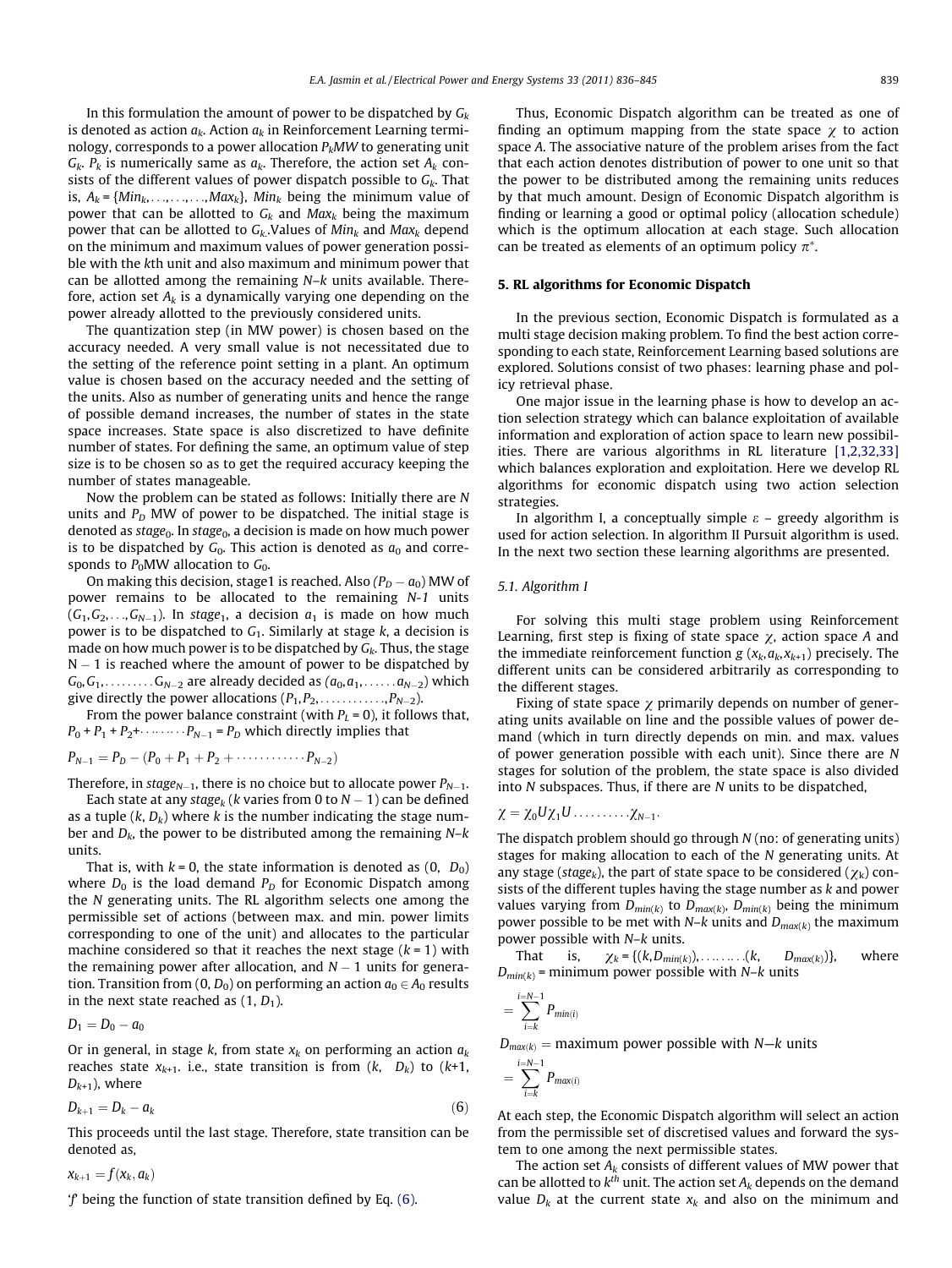In this formulation the amount of power to be dispatched by $G_k$ is denoted as action $a_k$. Action $a_k$ in Reinforcement Learning terminology, corresponds to a power allocation $P_k MW$ to generating unit $G_k$. $P_k$ is numerically same as $a_k$. Therefore, the action set $A_k$ consists of the different values of power dispatch possible to $G_k$. That is, $A_k = \{Min_k, \ldots, \ldots, \ldots, Max_k\}$, $Min_k$ being the minimum value of power that can be allotted to $G_k$ and $Max_k$ being the maximum power that can be allotted to $G_k$. Values of $Min_k$ and $Max_k$ depend on the minimum and maximum values of power generation possible with the $k$th unit and also maximum and minimum power that can be allotted among the remaining $N–k$ units available. Therefore, action set $A_k$ is a dynamically varying one depending on the power already allotted to the previously considered units.

The quantization step (in MW power) is chosen based on the accuracy needed. A very small value is not necessitated due to the setting of the reference point setting in a plant. An optimum value is chosen based on the accuracy needed and the setting of the units. Also as number of generating units and hence the range of possible demand increases, the number of states in the state space increases. State space is also discretized to have definite number of states. For defining the same, an optimum value of step size is to be chosen so as to get the required accuracy keeping the number of states manageable.

Now the problem can be stated as follows: Initially there are $N$ units and $P_D$ MW of power to be dispatched. The initial stage is denoted as $stage_0$. In $stage_0$, a decision is made on how much power is to be dispatched by $G_0$. This action is denoted as $a_0$ and corresponds to $P_0$MW allocation to $G_0$.

On making this decision, stage1 is reached. Also $(P_D - a_0)$ MW of power remains to be allocated to the remaining $N-1$ units $(G_1, G_2, \ldots, G_{N-1})$. In $stage_1$, a decision $a_1$ is made on how much power is to be dispatched to $G_1$. Similarly at stage $k$, a decision is made on how much power is to be dispatched by $G_k$. Thus, the stage $N-1$ is reached where the amount of power to be dispatched by $G_0, G_1, \ldots\ldots\ldots G_{N-2}$ are already decided as $(a_0, a_1, \ldots\ldots a_{N-2})$ which give directly the power allocations $(P_1, P_2, \ldots\ldots\ldots\ldots, P_{N-2})$.

From the power balance constraint (with $P_L = 0$), it follows that, $P_0 + P_1 + P_2 + \cdots\cdots\cdots P_{N-1} = P_D$ which directly implies that

$$P_{N-1} = P_D - (P_0 + P_1 + P_2 + \cdots\cdots\cdots\cdots P_{N-2})$$

Therefore, in $stage_{N-1}$, there is no choice but to allocate power $P_{N-1}$.

Each state at any $stage_k$ ($k$ varies from 0 to $N-1$) can be defined as a tuple $(k, D_k)$ where $k$ is the number indicating the stage number and $D_k$, the power to be distributed among the remaining $N–k$ units.

That is, with $k = 0$, the state information is denoted as $(0, D_0)$ where $D_0$ is the load demand $P_D$ for Economic Dispatch among the $N$ generating units. The RL algorithm selects one among the permissible set of actions (between max. and min. power limits corresponding to one of the unit) and allocates to the particular machine considered so that it reaches the next stage ($k = 1$) with the remaining power after allocation, and $N-1$ units for generation. Transition from $(0, D_0)$ on performing an action $a_0 \in A_0$ results in the next state reached as $(1, D_1)$.

$$D_1 = D_0 - a_0$$

Or in general, in stage $k$, from state $x_k$ on performing an action $a_k$ reaches state $x_{k+1}$. i.e., state transition is from $(k, D_k)$ to $(k+1, D_{k+1})$, where

$$D_{k+1} = D_k - a_k \tag{6}$$

This proceeds until the last stage. Therefore, state transition can be denoted as,

$$x_{k+1} = f(x_k, a_k)$$

'$f$' being the function of state transition defined by Eq. (6).

Thus, Economic Dispatch algorithm can be treated as one of finding an optimum mapping from the state space $\chi$ to action space $A$. The associative nature of the problem arises from the fact that each action denotes distribution of power to one unit so that the power to be distributed among the remaining units reduces by that much amount. Design of Economic Dispatch algorithm is finding or learning a good or optimal policy (allocation schedule) which is the optimum allocation at each stage. Such allocation can be treated as elements of an optimum policy $\pi^*$.

## 5. RL algorithms for Economic Dispatch

In the previous section, Economic Dispatch is formulated as a multi stage decision making problem. To find the best action corresponding to each state, Reinforcement Learning based solutions are explored. Solutions consist of two phases: learning phase and policy retrieval phase.

One major issue in the learning phase is how to develop an action selection strategy which can balance exploitation of available information and exploration of action space to learn new possibilities. There are various algorithms in RL literature [1,2,32,33] which balances exploration and exploitation. Here we develop RL algorithms for economic dispatch using two action selection strategies.

In algorithm I, a conceptually simple $\varepsilon$ – greedy algorithm is used for action selection. In algorithm II Pursuit algorithm is used. In the next two section these learning algorithms are presented.

### 5.1. Algorithm I

For solving this multi stage problem using Reinforcement Learning, first step is fixing of state space $\chi$, action space $A$ and the immediate reinforcement function $g(x_k, a_k, x_{k+1})$ precisely. The different units can be considered arbitrarily as corresponding to the different stages.

Fixing of state space $\chi$ primarily depends on number of generating units available on line and the possible values of power demand (which in turn directly depends on min. and max. values of power generation possible with each unit). Since there are $N$ stages for solution of the problem, the state space is also divided into $N$ subspaces. Thus, if there are $N$ units to be dispatched,

$$\chi = \chi_0 U \chi_1 U \ldots\ldots\ldots\ldots \chi_{N-1}.$$

The dispatch problem should go through $N$ (no: of generating units) stages for making allocation to each of the $N$ generating units. At any stage ($stage_k$), the part of state space to be considered ($\chi_k$) consists of the different tuples having the stage number as $k$ and power values varying from $D_{min(k)}$ to $D_{max(k)}$, $D_{min(k)}$ being the minimum power possible to be met with $N–k$ units and $D_{max(k)}$ the maximum power possible with $N–k$ units.

That is, $\chi_k = \{(k, D_{min(k)}), \ldots\ldots\ldots (k, D_{max(k)})\}$, where $D_{min(k)}$ = minimum power possible with $N–k$ units

$$= \sum_{i=k}^{i=N-1} P_{min(i)}$$

$D_{max(k)}$ = maximum power possible with $N–k$ units

$$= \sum_{i=k}^{i=N-1} P_{max(i)}$$

At each step, the Economic Dispatch algorithm will select an action from the permissible set of discretised values and forward the system to one among the next permissible states.

The action set $A_k$ consists of different values of MW power that can be allotted to $k^{th}$ unit. The action set $A_k$ depends on the demand value $D_k$ at the current state $x_k$ and also on the minimum and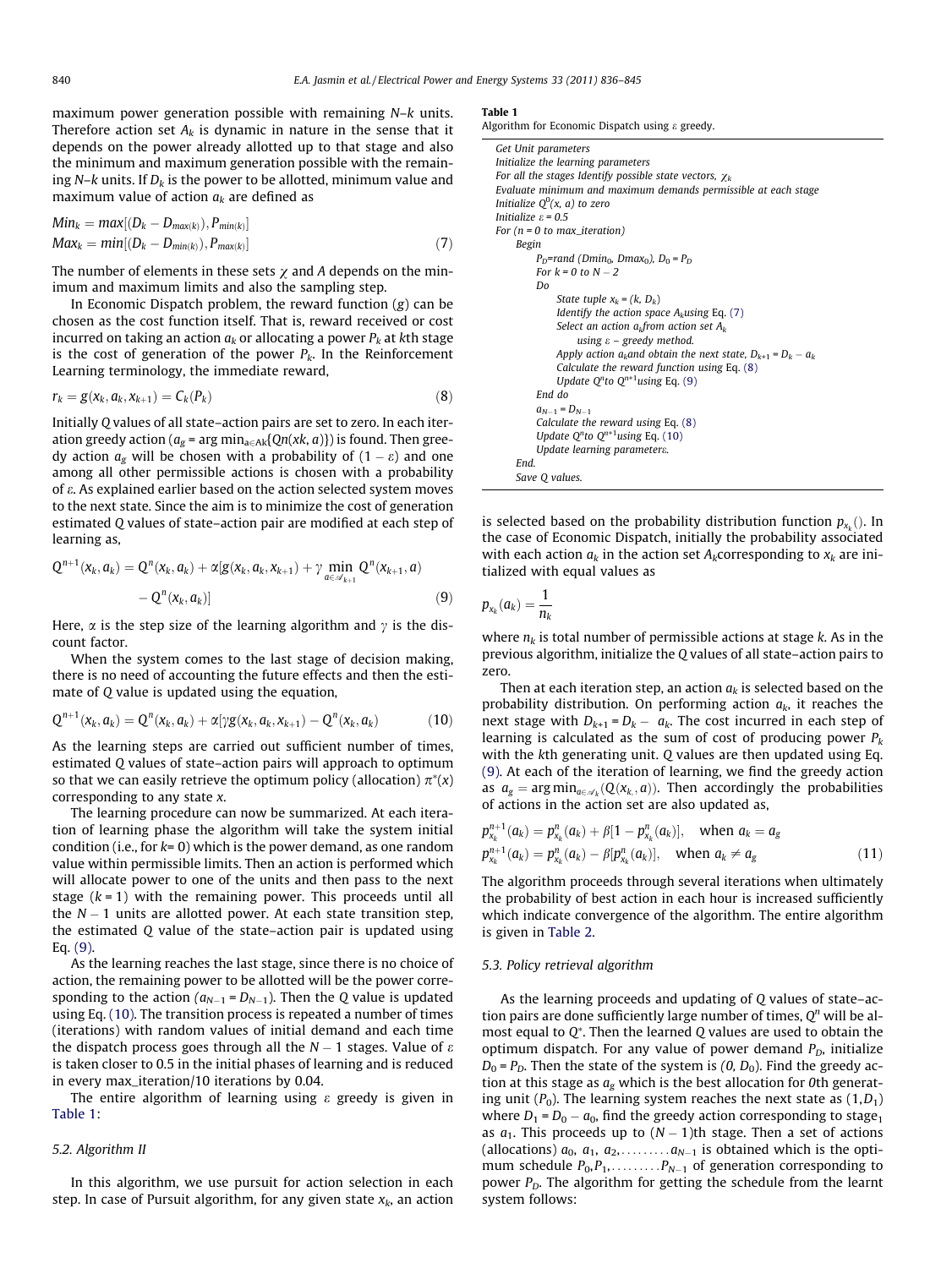maximum power generation possible with remaining $N–k$ units. Therefore action set $A_k$ is dynamic in nature in the sense that it depends on the power already allotted up to that stage and also the minimum and maximum generation possible with the remaining $N–k$ units. If $D_k$ is the power to be allotted, minimum value and maximum value of action $a_k$ are defined as

$$Min_k = max[(D_k - D_{max(k)}), P_{min(k)}]$$
$$Max_k = min[(D_k - D_{min(k)}), P_{max(k)}] \tag{7}$$

The number of elements in these sets $\chi$ and $A$ depends on the minimum and maximum limits and also the sampling step.

In Economic Dispatch problem, the reward function ($g$) can be chosen as the cost function itself. That is, reward received or cost incurred on taking an action $a_k$ or allocating a power $P_k$ at $k$th stage is the cost of generation of the power $P_k$. In the Reinforcement Learning terminology, the immediate reward,

$$r_k = g(x_k, a_k, x_{k+1}) = C_k(P_k) \tag{8}$$

Initially $Q$ values of all state–action pairs are set to zero. In each iteration greedy action ($a_g = \arg\min_{a \in Ak}\{Qn(xk, a)\}$) is found. Then greedy action $a_g$ will be chosen with a probability of $(1 - \varepsilon)$ and one among all other permissible actions is chosen with a probability of $\varepsilon$. As explained earlier based on the action selected system moves to the next state. Since the aim is to minimize the cost of generation estimated $Q$ values of state–action pair are modified at each step of learning as,

$$Q^{n+1}(x_k, a_k) = Q^n(x_k, a_k) + \alpha[g(x_k, a_k, x_{k+1}) + \gamma \min_{a \in \mathscr{A}_{k+1}} Q^n(x_{k+1}, a) - Q^n(x_k, a_k)] \tag{9}$$

Here, $\alpha$ is the step size of the learning algorithm and $\gamma$ is the discount factor.

When the system comes to the last stage of decision making, there is no need of accounting the future effects and then the estimate of $Q$ value is updated using the equation,

$$Q^{n+1}(x_k, a_k) = Q^n(x_k, a_k) + \alpha[\gamma g(x_k, a_k, x_{k+1}) - Q^n(x_k, a_k)] \tag{10}$$

As the learning steps are carried out sufficient number of times, estimated $Q$ values of state–action pairs will approach to optimum so that we can easily retrieve the optimum policy (allocation) $\pi^*(x)$ corresponding to any state $x$.

The learning procedure can now be summarized. At each iteration of learning phase the algorithm will take the system initial condition (i.e., for $k$= 0) which is the power demand, as one random value within permissible limits. Then an action is performed which will allocate power to one of the units and then pass to the next stage ($k$ = 1) with the remaining power. This proceeds until all the $N - 1$ units are allotted power. At each state transition step, the estimated $Q$ value of the state–action pair is updated using Eq. (9).

As the learning reaches the last stage, since there is no choice of action, the remaining power to be allotted will be the power corresponding to the action ($a_{N-1} = D_{N-1}$). Then the $Q$ value is updated using Eq. (10). The transition process is repeated a number of times (iterations) with random values of initial demand and each time the dispatch process goes through all the $N - 1$ stages. Value of $\varepsilon$ is taken closer to 0.5 in the initial phases of learning and is reduced in every max_iteration/10 iterations by 0.04.

The entire algorithm of learning using $\varepsilon$ greedy is given in Table 1:

**Table 1**
Algorithm for Economic Dispatch using $\varepsilon$ greedy.

```
Get Unit parameters
Initialize the learning parameters
For all the stages Identify possible state vectors, χ_k
Evaluate minimum and maximum demands permissible at each stage
Initialize Q^0(x, a) to zero
Initialize ε = 0.5
For (n = 0 to max_iteration)
    Begin
        P_D=rand (Dmin_0, Dmax_0), D_0 = P_D
        For k = 0 to N − 2
        Do
            State tuple x_k = (k, D_k)
            Identify the action space A_k using Eq. (7)
            Select an action a_k from action set A_k
                using ε – greedy method.
            Apply action a_k and obtain the next state, D_{k+1} = D_k − a_k
            Calculate the reward function using Eq. (8)
            Update Q^n to Q^{n+1} using Eq. (9)
        End do
        a_{N−1} = D_{N−1}
        Calculate the reward using Eq. (8)
        Update Q^n to Q^{n+1} using Eq. (10)
        Update learning parameter ε.
    End.
    Save Q values.
```

### 5.2. Algorithm II

In this algorithm, we use pursuit for action selection in each step. In case of Pursuit algorithm, for any given state $x_k$, an action is selected based on the probability distribution function $p_{x_k}()$. In the case of Economic Dispatch, initially the probability associated with each action $a_k$ in the action set $A_k$ corresponding to $x_k$ are initialized with equal values as

$$p_{x_k}(a_k) = \frac{1}{n_k}$$

where $n_k$ is total number of permissible actions at stage $k$. As in the previous algorithm, initialize the $Q$ values of all state–action pairs to zero.

Then at each iteration step, an action $a_k$ is selected based on the probability distribution. On performing action $a_k$, it reaches the next stage with $D_{k+1} = D_k - a_k$. The cost incurred in each step of learning is calculated as the sum of cost of producing power $P_k$ with the $k$th generating unit. $Q$ values are then updated using Eq. (9). At each of the iteration of learning, we find the greedy action as $a_g = \arg\min_{a \in \mathscr{A}_k}(Q(x_k, a))$. Then accordingly the probabilities of actions in the action set are also updated as,

$$p^{n+1}_{x_k}(a_k) = p^n_{x_k}(a_k) + \beta[1 - p^n_{x_k}(a_k)], \quad \text{when } a_k = a_g$$
$$p^{n+1}_{x_k}(a_k) = p^n_{x_k}(a_k) - \beta[p^n_{x_k}(a_k)], \quad \text{when } a_k \neq a_g \tag{11}$$

The algorithm proceeds through several iterations when ultimately the probability of best action in each hour is increased sufficiently which indicate convergence of the algorithm. The entire algorithm is given in Table 2.

### 5.3. Policy retrieval algorithm

As the learning proceeds and updating of $Q$ values of state–action pairs are done sufficiently large number of times, $Q^n$ will be almost equal to $Q^*$. Then the learned $Q$ values are used to obtain the optimum dispatch. For any value of power demand $P_D$, initialize $D_0 = P_D$. Then the state of the system is $(0, D_0)$. Find the greedy action at this stage as $a_g$ which is the best allocation for 0th generating unit ($P_0$). The learning system reaches the next state as $(1, D_1)$ where $D_1 = D_0 - a_0$, find the greedy action corresponding to stage$_1$ as $a_1$. This proceeds up to $(N - 1)$th stage. Then a set of actions (allocations) $a_0, a_1, a_2, \ldots\ldots\ldots a_{N-1}$ is obtained which is the optimum schedule $P_0, P_1, \ldots\ldots\ldots P_{N-1}$ of generation corresponding to power $P_D$. The algorithm for getting the schedule from the learnt system follows: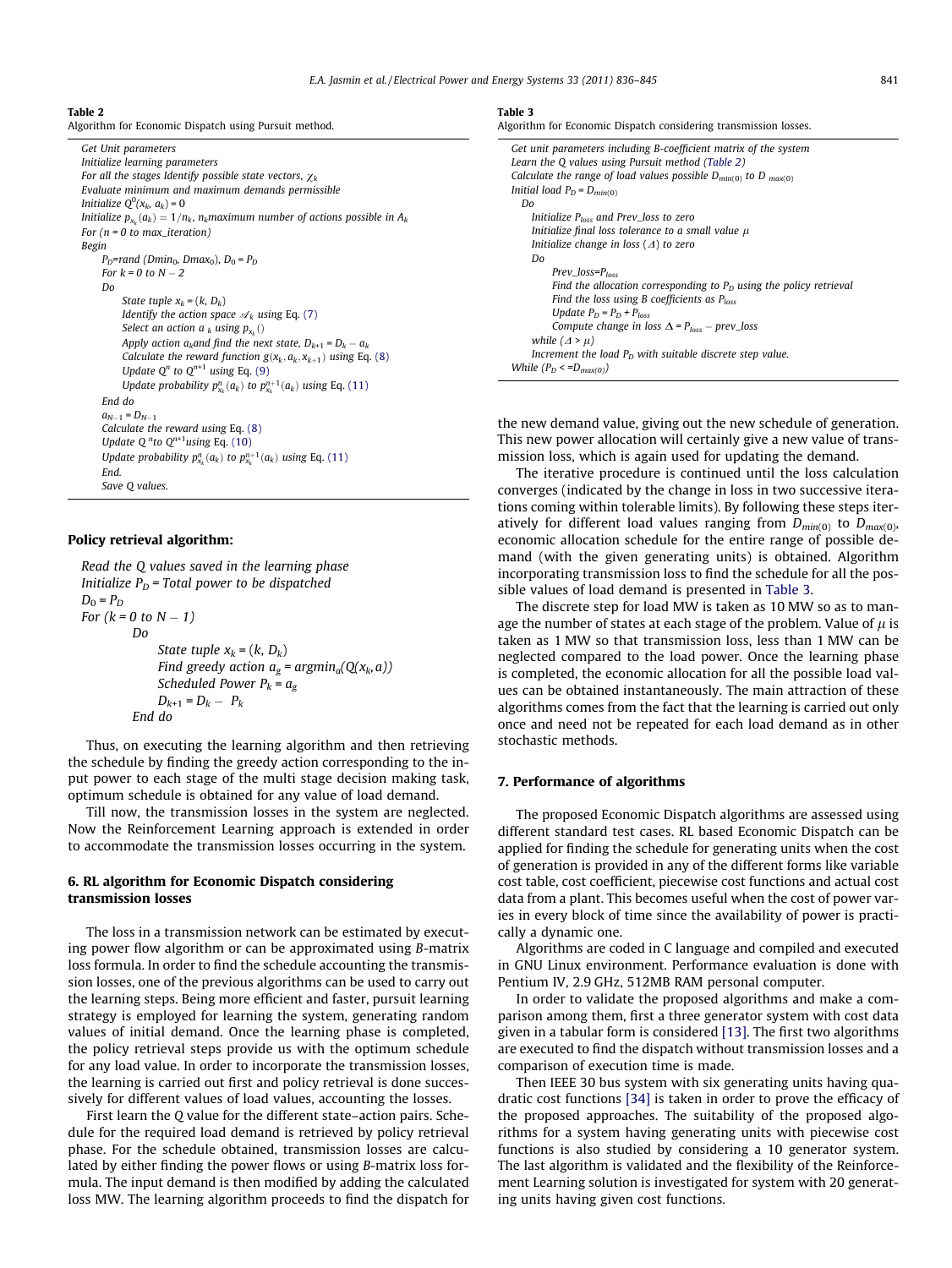**Table 2**
Algorithm for Economic Dispatch using Pursuit method.

```
Get Unit parameters
Initialize learning parameters
For all the stages Identify possible state vectors, χ_k
Evaluate minimum and maximum demands permissible
Initialize Q^0(x_k, a_k) = 0
Initialize p_{x_k}(a_k) = 1/n_k, n_k maximum number of actions possible in A_k
For (n = 0 to max_iteration)
Begin
    P_D=rand (Dmin_0, Dmax_0), D_0 = P_D
    For k = 0 to N − 2
    Do
        State tuple x_k = (k, D_k)
        Identify the action space 𝒜_k using Eq. (7)
        Select an action a_k using p_{x_k}()
        Apply action a_k and find the next state, D_{k+1} = D_k − a_k
        Calculate the reward function g(x_k, a_k, x_{k+1}) using Eq. (8)
        Update Q^n to Q^{n+1} using Eq. (9)
        Update probability p^n_{x_k}(a_k) to p^{n+1}_{x_k}(a_k) using Eq. (11)
    End do
    a_{N−1} = D_{N−1}
    Calculate the reward using Eq. (8)
    Update Q^n to Q^{n+1} using Eq. (10)
    Update probability p^n_{x_k}(a_k) to p^{n+1}_{x_k}(a_k) using Eq. (11)
    End.
    Save Q values.
```

**Policy retrieval algorithm:**

```
Read the Q values saved in the learning phase
Initialize P_D = Total power to be dispatched
D_0 = P_D
For (k = 0 to N − 1)
        Do
            State tuple x_k = (k, D_k)
            Find greedy action a_g = argmin_a(Q(x_k, a))
            Scheduled Power P_k = a_g
            D_{k+1} = D_k − P_k
        End do
```

Thus, on executing the learning algorithm and then retrieving the schedule by finding the greedy action corresponding to the input power to each stage of the multi stage decision making task, optimum schedule is obtained for any value of load demand.

Till now, the transmission losses in the system are neglected. Now the Reinforcement Learning approach is extended in order to accommodate the transmission losses occurring in the system.

## 6. RL algorithm for Economic Dispatch considering transmission losses

The loss in a transmission network can be estimated by executing power flow algorithm or can be approximated using *B*-matrix loss formula. In order to find the schedule accounting the transmission losses, one of the previous algorithms can be used to carry out the learning steps. Being more efficient and faster, pursuit learning strategy is employed for learning the system, generating random values of initial demand. Once the learning phase is completed, the policy retrieval steps provide us with the optimum schedule for any load value. In order to incorporate the transmission losses, the learning is carried out first and policy retrieval is done successively for different values of load values, accounting the losses.

First learn the *Q* value for the different state–action pairs. Schedule for the required load demand is retrieved by policy retrieval phase. For the schedule obtained, transmission losses are calculated by either finding the power flows or using *B*-matrix loss formula. The input demand is then modified by adding the calculated loss MW. The learning algorithm proceeds to find the dispatch for

**Table 3**
Algorithm for Economic Dispatch considering transmission losses.

```
Get unit parameters including B-coefficient matrix of the system
Learn the Q values using Pursuit method (Table 2)
Calculate the range of load values possible D_min(0) to D_max(0)
Initial load P_D = D_min(0)
  Do
    Initialize P_loss and Prev_loss to zero
    Initialize final loss tolerance to a small value μ
    Initialize change in loss (Δ) to zero
    Do
        Prev_loss=P_loss
        Find the allocation corresponding to P_D using the policy retrieval
        Find the loss using B coefficients as P_loss
        Update P_D = P_D + P_loss
        Compute change in loss Δ = P_loss − prev_loss
    while (Δ > μ)
    Increment the load P_D with suitable discrete step value.
While (P_D < =D_max(0))
```

the new demand value, giving out the new schedule of generation. This new power allocation will certainly give a new value of transmission loss, which is again used for updating the demand.

The iterative procedure is continued until the loss calculation converges (indicated by the change in loss in two successive iterations coming within tolerable limits). By following these steps iteratively for different load values ranging from $D_{min(0)}$ to $D_{max(0)}$, economic allocation schedule for the entire range of possible demand (with the given generating units) is obtained. Algorithm incorporating transmission loss to find the schedule for all the possible values of load demand is presented in Table 3.

The discrete step for load MW is taken as 10 MW so as to manage the number of states at each stage of the problem. Value of $\mu$ is taken as 1 MW so that transmission loss, less than 1 MW can be neglected compared to the load power. Once the learning phase is completed, the economic allocation for all the possible load values can be obtained instantaneously. The main attraction of these algorithms comes from the fact that the learning is carried out only once and need not be repeated for each load demand as in other stochastic methods.

## 7. Performance of algorithms

The proposed Economic Dispatch algorithms are assessed using different standard test cases. RL based Economic Dispatch can be applied for finding the schedule for generating units when the cost of generation is provided in any of the different forms like variable cost table, cost coefficient, piecewise cost functions and actual cost data from a plant. This becomes useful when the cost of power varies in every block of time since the availability of power is practically a dynamic one.

Algorithms are coded in C language and compiled and executed in GNU Linux environment. Performance evaluation is done with Pentium IV, 2.9 GHz, 512MB RAM personal computer.

In order to validate the proposed algorithms and make a comparison among them, first a three generator system with cost data given in a tabular form is considered [13]. The first two algorithms are executed to find the dispatch without transmission losses and a comparison of execution time is made.

Then IEEE 30 bus system with six generating units having quadratic cost functions [34] is taken in order to prove the efficacy of the proposed approaches. The suitability of the proposed algorithms for a system having generating units with piecewise cost functions is also studied by considering a 10 generator system. The last algorithm is validated and the flexibility of the Reinforcement Learning solution is investigated for system with 20 generating units having given cost functions.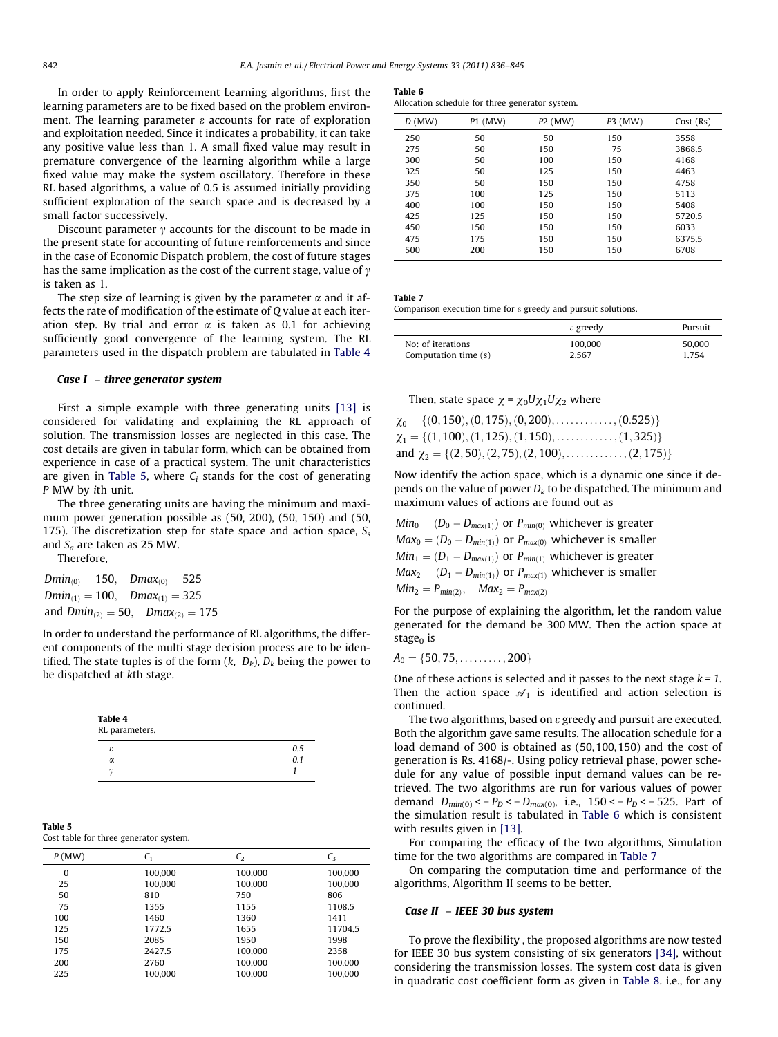In order to apply Reinforcement Learning algorithms, first the learning parameters are to be fixed based on the problem environment. The learning parameter $\varepsilon$ accounts for rate of exploration and exploitation needed. Since it indicates a probability, it can take any positive value less than 1. A small fixed value may result in premature convergence of the learning algorithm while a large fixed value may make the system oscillatory. Therefore in these RL based algorithms, a value of 0.5 is assumed initially providing sufficient exploration of the search space and is decreased by a small factor successively.

Discount parameter $\gamma$ accounts for the discount to be made in the present state for accounting of future reinforcements and since in the case of Economic Dispatch problem, the cost of future stages has the same implication as the cost of the current stage, value of $\gamma$ is taken as 1.

The step size of learning is given by the parameter $\alpha$ and it affects the rate of modification of the estimate of Q value at each iteration step. By trial and error $\alpha$ is taken as 0.1 for achieving sufficiently good convergence of the learning system. The RL parameters used in the dispatch problem are tabulated in Table 4

**Table 4**
RL parameters.

| | |
|---|---|
| $\varepsilon$ | 0.5 |
| $\alpha$ | 0.1 |
| $\gamma$ | 1 |

### *Case I – three generator system*

First a simple example with three generating units [13] is considered for validating and explaining the RL approach of solution. The transmission losses are neglected in this case. The cost details are given in tabular form, which can be obtained from experience in case of a practical system. The unit characteristics are given in Table 5, where $C_i$ stands for the cost of generating P MW by ith unit.

**Table 5**
Cost table for three generator system.

| P (MW) | $C_1$ | $C_2$ | $C_3$ |
|---|---|---|---|
| 0 | 100,000 | 100,000 | 100,000 |
| 25 | 100,000 | 100,000 | 100,000 |
| 50 | 810 | 750 | 806 |
| 75 | 1355 | 1155 | 1108.5 |
| 100 | 1460 | 1360 | 1411 |
| 125 | 1772.5 | 1655 | 11704.5 |
| 150 | 2085 | 1950 | 1998 |
| 175 | 2427.5 | 100,000 | 2358 |
| 200 | 2760 | 100,000 | 100,000 |
| 225 | 100,000 | 100,000 | 100,000 |

The three generating units are having the minimum and maximum power generation possible as (50, 200), (50, 150) and (50, 175). The discretization step for state space and action space, $S_s$ and $S_a$ are taken as 25 MW.

Therefore,

$$Dmin_{(0)} = 150, \quad Dmax_{(0)} = 525$$
$$Dmin_{(1)} = 100, \quad Dmax_{(1)} = 325$$
$$\text{and } Dmin_{(2)} = 50, \quad Dmax_{(2)} = 175$$

In order to understand the performance of RL algorithms, the different components of the multi stage decision process are to be identified. The state tuples is of the form $(k, D_k)$, $D_k$ being the power to be dispatched at kth stage.

Then, state space $\chi = \chi_0 U \chi_1 U \chi_2$ where

$$\chi_0 = \{(0,150),(0,175),(0,200),\ldots\ldots\ldots\ldots,(0.525)\}$$
$$\chi_1 = \{(1,100),(1,125),(1,150),\ldots\ldots\ldots\ldots,(1,325)\}$$
$$\text{and } \chi_2 = \{(2,50),(2,75),(2,100),\ldots\ldots\ldots\ldots,(2,175)\}$$

Now identify the action space, which is a dynamic one since it depends on the value of power $D_k$ to be dispatched. The minimum and maximum values of actions are found out as

$Min_0 = (D_0 - D_{max(1)})$ or $P_{min(0)}$ whichever is greater
$Max_0 = (D_0 - D_{min(1)})$ or $P_{max(0)}$ whichever is smaller
$Min_1 = (D_1 - D_{max(1)})$ or $P_{min(1)}$ whichever is greater
$Max_2 = (D_1 - D_{min(1)})$ or $P_{max(1)}$ whichever is smaller
$Min_2 = P_{min(2)}, \quad Max_2 = P_{max(2)}$

For the purpose of explaining the algorithm, let the random value generated for the demand be 300 MW. Then the action space at stage$_0$ is

$$A_0 = \{50, 75, \ldots\ldots\ldots, 200\}$$

One of these actions is selected and it passes to the next stage $k = 1$. Then the action space $\mathscr{A}_1$ is identified and action selection is continued.

The two algorithms, based on $\varepsilon$ greedy and pursuit are executed. Both the algorithm gave same results. The allocation schedule for a load demand of 300 is obtained as (50, 100, 150) and the cost of generation is Rs. 4168/-. Using policy retrieval phase, power schedule for any value of possible input demand values can be retrieved. The two algorithms are run for various values of power demand $D_{min(0)} <= P_D <= D_{max(0)}$, i.e., $150 <= P_D <= 525$. Part of the simulation result is tabulated in Table 6 which is consistent with results given in [13].

**Table 6**
Allocation schedule for three generator system.

| D (MW) | P1 (MW) | P2 (MW) | P3 (MW) | Cost (Rs) |
|---|---|---|---|---|
| 250 | 50 | 50 | 150 | 3558 |
| 275 | 50 | 150 | 75 | 3868.5 |
| 300 | 50 | 100 | 150 | 4168 |
| 325 | 50 | 125 | 150 | 4463 |
| 350 | 50 | 150 | 150 | 4758 |
| 375 | 100 | 125 | 150 | 5113 |
| 400 | 100 | 150 | 150 | 5408 |
| 425 | 125 | 150 | 150 | 5720.5 |
| 450 | 150 | 150 | 150 | 6033 |
| 475 | 175 | 150 | 150 | 6375.5 |
| 500 | 200 | 150 | 150 | 6708 |

For comparing the efficacy of the two algorithms, Simulation time for the two algorithms are compared in Table 7

**Table 7**
Comparison execution time for $\varepsilon$ greedy and pursuit solutions.

| | $\varepsilon$ greedy | Pursuit |
|---|---|---|
| No: of iterations | 100,000 | 50,000 |
| Computation time (s) | 2.567 | 1.754 |

On comparing the computation time and performance of the algorithms, Algorithm II seems to be better.

### *Case II – IEEE 30 bus system*

To prove the flexibility , the proposed algorithms are now tested for IEEE 30 bus system consisting of six generators [34], without considering the transmission losses. The system cost data is given in quadratic cost coefficient form as given in Table 8. i.e., for any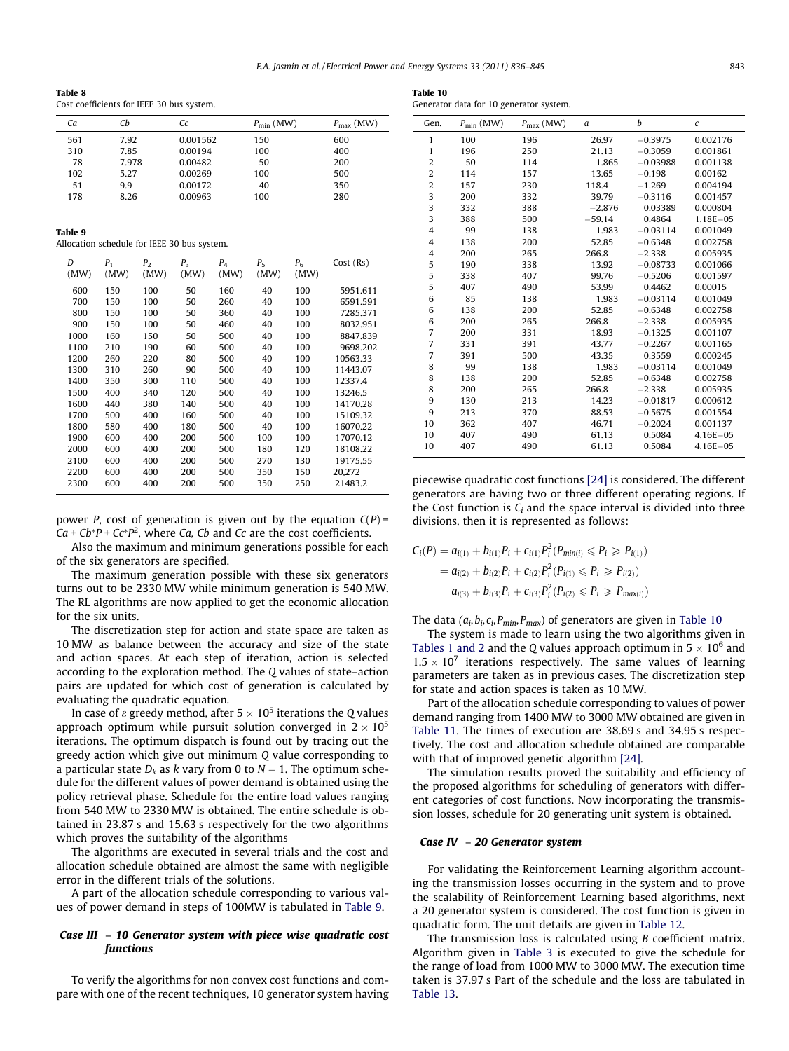**Table 8**
Cost coefficients for IEEE 30 bus system.

| Ca | Cb | Cc | $P_{\min}$ (MW) | $P_{\max}$ (MW) |
|---|---|---|---|---|
| 561 | 7.92 | 0.001562 | 150 | 600 |
| 310 | 7.85 | 0.00194 | 100 | 400 |
| 78 | 7.978 | 0.00482 | 50 | 200 |
| 102 | 5.27 | 0.00269 | 100 | 500 |
| 51 | 9.9 | 0.00172 | 40 | 350 |
| 178 | 8.26 | 0.00963 | 100 | 280 |

**Table 9**
Allocation schedule for IEEE 30 bus system.

| D (MW) | $P_1$ (MW) | $P_2$ (MW) | $P_3$ (MW) | $P_4$ (MW) | $P_5$ (MW) | $P_6$ (MW) | Cost (Rs) |
|---|---|---|---|---|---|---|---|
| 600 | 150 | 100 | 50 | 160 | 40 | 100 | 5951.611 |
| 700 | 150 | 100 | 50 | 260 | 40 | 100 | 6591.591 |
| 800 | 150 | 100 | 50 | 360 | 40 | 100 | 7285.371 |
| 900 | 150 | 100 | 50 | 460 | 40 | 100 | 8032.951 |
| 1000 | 160 | 150 | 50 | 500 | 40 | 100 | 8847.839 |
| 1100 | 210 | 190 | 60 | 500 | 40 | 100 | 9698.202 |
| 1200 | 260 | 220 | 80 | 500 | 40 | 100 | 10563.33 |
| 1300 | 310 | 260 | 90 | 500 | 40 | 100 | 11443.07 |
| 1400 | 350 | 300 | 110 | 500 | 40 | 100 | 12337.4 |
| 1500 | 400 | 340 | 120 | 500 | 40 | 100 | 13246.5 |
| 1600 | 440 | 380 | 140 | 500 | 40 | 100 | 14170.28 |
| 1700 | 500 | 400 | 160 | 500 | 40 | 100 | 15109.32 |
| 1800 | 580 | 400 | 180 | 500 | 40 | 100 | 16070.22 |
| 1900 | 600 | 400 | 200 | 500 | 100 | 100 | 17070.12 |
| 2000 | 600 | 400 | 200 | 500 | 180 | 120 | 18108.22 |
| 2100 | 600 | 400 | 200 | 500 | 270 | 130 | 19175.55 |
| 2200 | 600 | 400 | 200 | 500 | 350 | 150 | 20,272 |
| 2300 | 600 | 400 | 200 | 500 | 350 | 250 | 21483.2 |

power $P$, cost of generation is given out by the equation $C(P) = Ca + Cb{*}P + Cc{*}P^2$, where *Ca, Cb* and *Cc* are the cost coefficients.

Also the maximum and minimum generations possible for each of the six generators are specified.

The maximum generation possible with these six generators turns out to be 2330 MW while minimum generation is 540 MW. The RL algorithms are now applied to get the economic allocation for the six units.

The discretization step for action and state space are taken as 10 MW as balance between the accuracy and size of the state and action spaces. At each step of iteration, action is selected according to the exploration method. The *Q* values of state–action pairs are updated for which cost of generation is calculated by evaluating the quadratic equation.

In case of $\varepsilon$ greedy method, after $5 \times 10^5$ iterations the *Q* values approach optimum while pursuit solution converged in $2 \times 10^5$ iterations. The optimum dispatch is found out by tracing out the greedy action which give out minimum *Q* value corresponding to a particular state $D_k$ as $k$ vary from 0 to $N - 1$. The optimum schedule for the different values of power demand is obtained using the policy retrieval phase. Schedule for the entire load values ranging from 540 MW to 2330 MW is obtained. The entire schedule is obtained in 23.87 s and 15.63 s respectively for the two algorithms which proves the suitability of the algorithms

The algorithms are executed in several trials and the cost and allocation schedule obtained are almost the same with negligible error in the different trials of the solutions.

A part of the allocation schedule corresponding to various values of power demand in steps of 100MW is tabulated in Table 9.

### *Case III – 10 Generator system with piece wise quadratic cost functions*

To verify the algorithms for non convex cost functions and compare with one of the recent techniques, 10 generator system having piecewise quadratic cost functions [24] is considered. The different generators are having two or three different operating regions. If the Cost function is $C_i$ and the space interval is divided into three divisions, then it is represented as follows:

$$
\begin{aligned}
C_i(P) &= a_{i(1)} + b_{i(1)}P_i + c_{i(1)}P_i^2 (P_{min(i)} \leqslant P_i \geqslant P_{i(1)}) \\
&= a_{i(2)} + b_{i(2)}P_i + c_{i(2)}P_i^2 (P_{i(1)} \leqslant P_i \geqslant P_{i(2)}) \\
&= a_{i(3)} + b_{i(3)}P_i + c_{i(3)}P_i^2 (P_{i(2)} \leqslant P_i \geqslant P_{max(i)})
\end{aligned}
$$

The data $(a_i, b_i, c_i, P_{min}, P_{max})$ of generators are given in Table 10

**Table 10**
Generator data for 10 generator system.

| Gen. | $P_{\min}$ (MW) | $P_{\max}$ (MW) | a | b | c |
|---|---|---|---|---|---|
| 1 | 100 | 196 | 26.97 | −0.3975 | 0.002176 |
| 1 | 196 | 250 | 21.13 | −0.3059 | 0.001861 |
| 2 | 50 | 114 | 1.865 | −0.03988 | 0.001138 |
| 2 | 114 | 157 | 13.65 | −0.198 | 0.00162 |
| 2 | 157 | 230 | 118.4 | −1.269 | 0.004194 |
| 3 | 200 | 332 | 39.79 | −0.3116 | 0.001457 |
| 3 | 332 | 388 | −2.876 | 0.03389 | 0.000804 |
| 3 | 388 | 500 | −59.14 | 0.4864 | 1.18E−05 |
| 4 | 99 | 138 | 1.983 | −0.03114 | 0.001049 |
| 4 | 138 | 200 | 52.85 | −0.6348 | 0.002758 |
| 4 | 200 | 265 | 266.8 | −2.338 | 0.005935 |
| 5 | 190 | 338 | 13.92 | −0.08733 | 0.001066 |
| 5 | 338 | 407 | 99.76 | −0.5206 | 0.001597 |
| 5 | 407 | 490 | 53.99 | 0.4462 | 0.00015 |
| 6 | 85 | 138 | 1.983 | −0.03114 | 0.001049 |
| 6 | 138 | 200 | 52.85 | −0.6348 | 0.002758 |
| 6 | 200 | 265 | 266.8 | −2.338 | 0.005935 |
| 7 | 200 | 331 | 18.93 | −0.1325 | 0.001107 |
| 7 | 331 | 391 | 43.77 | −0.2267 | 0.001165 |
| 7 | 391 | 500 | 43.35 | 0.3559 | 0.000245 |
| 8 | 99 | 138 | 1.983 | −0.03114 | 0.001049 |
| 8 | 138 | 200 | 52.85 | −0.6348 | 0.002758 |
| 8 | 200 | 265 | 266.8 | −2.338 | 0.005935 |
| 9 | 130 | 213 | 14.23 | −0.01817 | 0.000612 |
| 9 | 213 | 370 | 88.53 | −0.5675 | 0.001554 |
| 10 | 362 | 407 | 46.71 | −0.2024 | 0.001137 |
| 10 | 407 | 490 | 61.13 | 0.5084 | 4.16E−05 |
| 10 | 407 | 490 | 61.13 | 0.5084 | 4.16E−05 |

The system is made to learn using the two algorithms given in Tables 1 and 2 and the *Q* values approach optimum in $5 \times 10^6$ and $1.5 \times 10^7$ iterations respectively. The same values of learning parameters are taken as in previous cases. The discretization step for state and action spaces is taken as 10 MW.

Part of the allocation schedule corresponding to values of power demand ranging from 1400 MW to 3000 MW obtained are given in Table 11. The times of execution are 38.69 s and 34.95 s respectively. The cost and allocation schedule obtained are comparable with that of improved genetic algorithm [24].

The simulation results proved the suitability and efficiency of the proposed algorithms for scheduling of generators with different categories of cost functions. Now incorporating the transmission losses, schedule for 20 generating unit system is obtained.

### *Case IV – 20 Generator system*

For validating the Reinforcement Learning algorithm accounting the transmission losses occurring in the system and to prove the scalability of Reinforcement Learning based algorithms, next a 20 generator system is considered. The cost function is given in quadratic form. The unit details are given in Table 12.

The transmission loss is calculated using *B* coefficient matrix. Algorithm given in Table 3 is executed to give the schedule for the range of load from 1000 MW to 3000 MW. The execution time taken is 37.97 s Part of the schedule and the loss are tabulated in Table 13.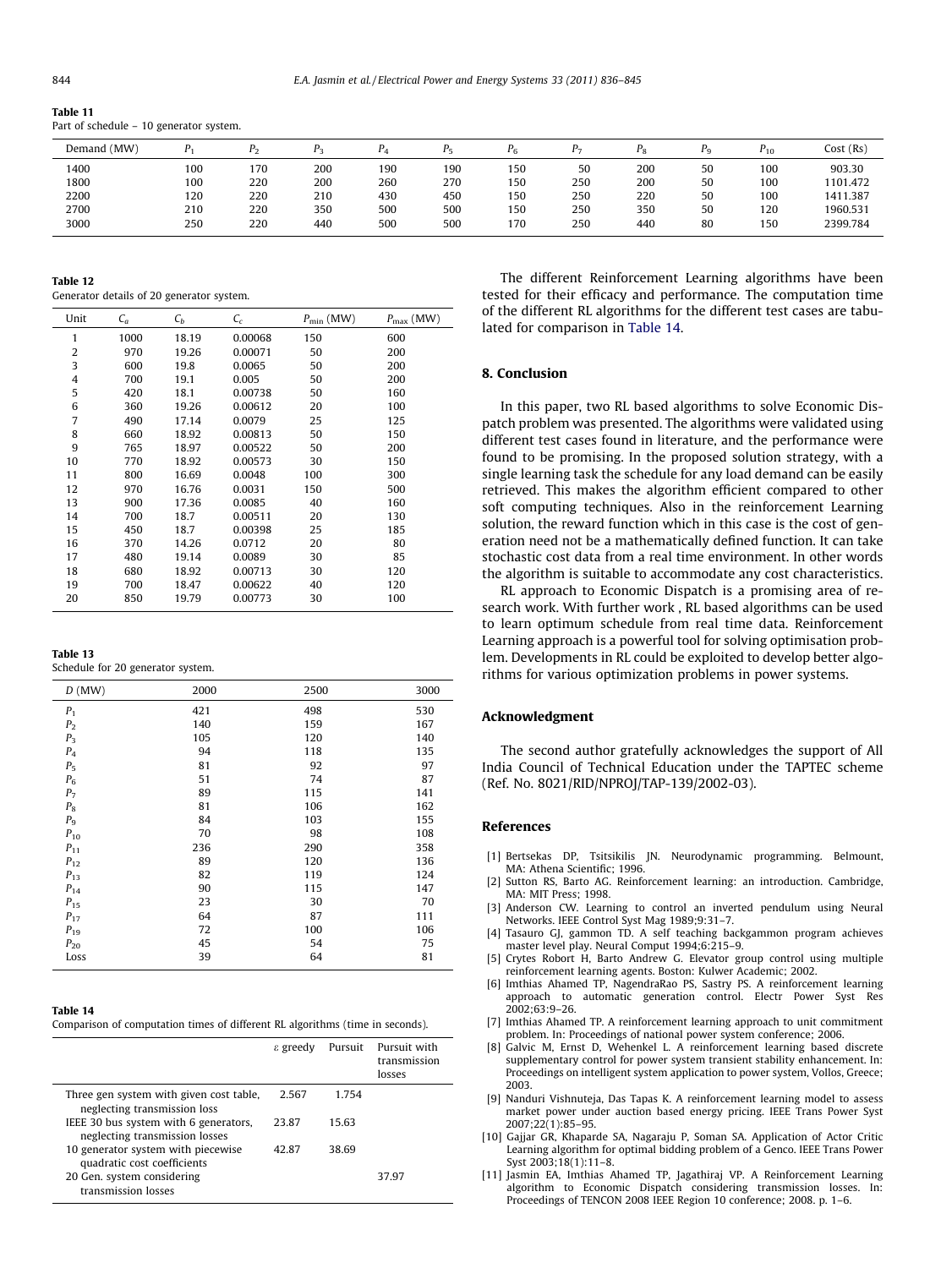**Table 11**
Part of schedule – 10 generator system.

| Demand (MW) | $P_1$ | $P_2$ | $P_3$ | $P_4$ | $P_5$ | $P_6$ | $P_7$ | $P_8$ | $P_9$ | $P_{10}$ | Cost (Rs) |
|---|---|---|---|---|---|---|---|---|---|---|---|
| 1400 | 100 | 170 | 200 | 190 | 190 | 150 | 50 | 200 | 50 | 100 | 903.30 |
| 1800 | 100 | 220 | 200 | 260 | 270 | 150 | 250 | 200 | 50 | 100 | 1101.472 |
| 2200 | 120 | 220 | 210 | 430 | 450 | 150 | 250 | 220 | 50 | 100 | 1411.387 |
| 2700 | 210 | 220 | 350 | 500 | 500 | 150 | 250 | 350 | 50 | 120 | 1960.531 |
| 3000 | 250 | 220 | 440 | 500 | 500 | 170 | 250 | 440 | 80 | 150 | 2399.784 |

**Table 12**
Generator details of 20 generator system.

| Unit | $C_a$ | $C_b$ | $C_c$ | $P_{\min}$ (MW) | $P_{\max}$ (MW) |
|---|---|---|---|---|---|
| 1 | 1000 | 18.19 | 0.00068 | 150 | 600 |
| 2 | 970 | 19.26 | 0.00071 | 50 | 200 |
| 3 | 600 | 19.8 | 0.0065 | 50 | 200 |
| 4 | 700 | 19.1 | 0.005 | 50 | 200 |
| 5 | 420 | 18.1 | 0.00738 | 50 | 160 |
| 6 | 360 | 19.26 | 0.00612 | 20 | 100 |
| 7 | 490 | 17.14 | 0.0079 | 25 | 125 |
| 8 | 660 | 18.92 | 0.00813 | 50 | 150 |
| 9 | 765 | 18.97 | 0.00522 | 50 | 200 |
| 10 | 770 | 18.92 | 0.00573 | 30 | 150 |
| 11 | 800 | 16.69 | 0.0048 | 100 | 300 |
| 12 | 970 | 16.76 | 0.0031 | 150 | 500 |
| 13 | 900 | 17.36 | 0.0085 | 40 | 160 |
| 14 | 700 | 18.7 | 0.00511 | 20 | 130 |
| 15 | 450 | 18.7 | 0.00398 | 25 | 185 |
| 16 | 370 | 14.26 | 0.0712 | 20 | 80 |
| 17 | 480 | 19.14 | 0.0089 | 30 | 85 |
| 18 | 680 | 18.92 | 0.00713 | 30 | 120 |
| 19 | 700 | 18.47 | 0.00622 | 40 | 120 |
| 20 | 850 | 19.79 | 0.00773 | 30 | 100 |

**Table 13**
Schedule for 20 generator system.

| $D$ (MW) | 2000 | 2500 | 3000 |
|---|---|---|---|
| $P_1$ | 421 | 498 | 530 |
| $P_2$ | 140 | 159 | 167 |
| $P_3$ | 105 | 120 | 140 |
| $P_4$ | 94 | 118 | 135 |
| $P_5$ | 81 | 92 | 97 |
| $P_6$ | 51 | 74 | 87 |
| $P_7$ | 89 | 115 | 141 |
| $P_8$ | 81 | 106 | 162 |
| $P_9$ | 84 | 103 | 155 |
| $P_{10}$ | 70 | 98 | 108 |
| $P_{11}$ | 236 | 290 | 358 |
| $P_{12}$ | 89 | 120 | 136 |
| $P_{13}$ | 82 | 119 | 124 |
| $P_{14}$ | 90 | 115 | 147 |
| $P_{15}$ | 23 | 30 | 70 |
| $P_{17}$ | 64 | 87 | 111 |
| $P_{19}$ | 72 | 100 | 106 |
| $P_{20}$ | 45 | 54 | 75 |
| Loss | 39 | 64 | 81 |

**Table 14**
Comparison of computation times of different RL algorithms (time in seconds).

| | $\varepsilon$ greedy | Pursuit | Pursuit with transmission losses |
|---|---|---|---|
| Three gen system with given cost table, neglecting transmission loss | 2.567 | 1.754 | |
| IEEE 30 bus system with 6 generators, neglecting transmission losses | 23.87 | 15.63 | |
| 10 generator system with piecewise quadratic cost coefficients | 42.87 | 38.69 | |
| 20 Gen. system considering transmission losses | | | 37.97 |

The different Reinforcement Learning algorithms have been tested for their efficacy and performance. The computation time of the different RL algorithms for the different test cases are tabulated for comparison in Table 14.

## 8. Conclusion

In this paper, two RL based algorithms to solve Economic Dispatch problem was presented. The algorithms were validated using different test cases found in literature, and the performance were found to be promising. In the proposed solution strategy, with a single learning task the schedule for any load demand can be easily retrieved. This makes the algorithm efficient compared to other soft computing techniques. Also in the reinforcement Learning solution, the reward function which in this case is the cost of generation need not be a mathematically defined function. It can take stochastic cost data from a real time environment. In other words the algorithm is suitable to accommodate any cost characteristics.

RL approach to Economic Dispatch is a promising area of research work. With further work , RL based algorithms can be used to learn optimum schedule from real time data. Reinforcement Learning approach is a powerful tool for solving optimisation problem. Developments in RL could be exploited to develop better algorithms for various optimization problems in power systems.

## Acknowledgment

The second author gratefully acknowledges the support of All India Council of Technical Education under the TAPTEC scheme (Ref. No. 8021/RID/NPROJ/TAP-139/2002-03).

## References

[1] Bertsekas DP, Tsitsikilis JN. Neurodynamic programming. Belmount, MA: Athena Scientific; 1996.
[2] Sutton RS, Barto AG. Reinforcement learning: an introduction. Cambridge, MA: MIT Press; 1998.
[3] Anderson CW. Learning to control an inverted pendulum using Neural Networks. IEEE Control Syst Mag 1989;9:31–7.
[4] Tasauro GJ, gammon TD. A self teaching backgammon program achieves master level play. Neural Comput 1994;6:215–9.
[5] Crytes Robort H, Barto Andrew G. Elevator group control using multiple reinforcement learning agents. Boston: Kulwer Academic; 2002.
[6] Imthias Ahamed TP, NagendraRao PS, Sastry PS. A reinforcement learning approach to automatic generation control. Electr Power Syst Res 2002;63:9–26.
[7] Imthias Ahamed TP. A reinforcement learning approach to unit commitment problem. In: Proceedings of national power system conference; 2006.
[8] Galvic M, Ernst D, Wehenkel L. A reinforcement learning based discrete supplementary control for power system transient stability enhancement. In: Proceedings on intelligent system application to power system, Vollos, Greece; 2003.
[9] Nanduri Vishnuteja, Das Tapas K. A reinforcement learning model to assess market power under auction based energy pricing. IEEE Trans Power Syst 2007;22(1):85–95.
[10] Gajjar GR, Khaparde SA, Nagaraju P, Soman SA. Application of Actor Critic Learning algorithm for optimal bidding problem of a Genco. IEEE Trans Power Syst 2003;18(1):11–8.
[11] Jasmin EA, Imthias Ahamed TP, Jagathiraj VP. A Reinforcement Learning algorithm to Economic Dispatch considering transmission losses. In: Proceedings of TENCON 2008 IEEE Region 10 conference; 2008. p. 1–6.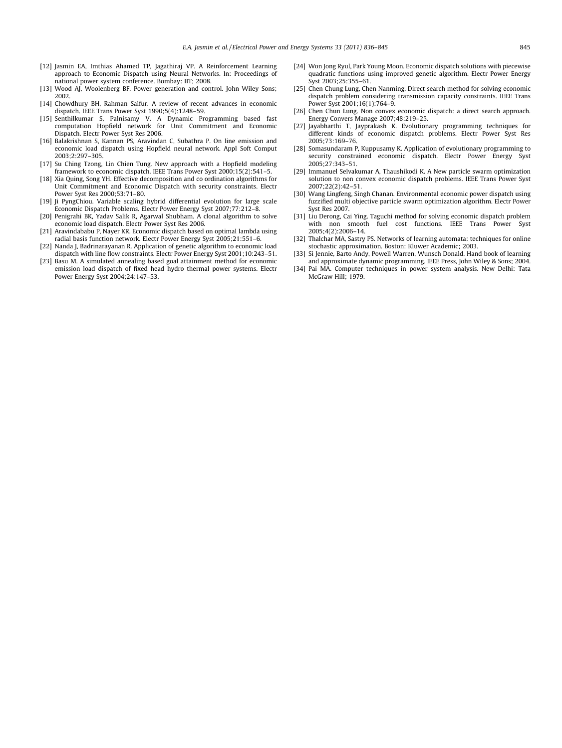[12] Jasmin EA, Imthias Ahamed TP, Jagathiraj VP. A Reinforcement Learning approach to Economic Dispatch using Neural Networks. In: Proceedings of national power system conference. Bombay: IIT; 2008.

[13] Wood AJ, Woolenberg BF. Power generation and control. John Wiley Sons; 2002.

[14] Chowdhury BH, Rahman Salfur. A review of recent advances in economic dispatch. IEEE Trans Power Syst 1990;5(4):1248–59.

[15] Senthilkumar S, Palnisamy V. A Dynamic Programming based fast computation Hopfield network for Unit Commitment and Economic Dispatch. Electr Power Syst Res 2006.

[16] Balakrishnan S, Kannan PS, Aravindan C, Subathra P. On line emission and economic load dispatch using Hopfield neural network. Appl Soft Comput 2003;2:297–305.

[17] Su Ching Tzong, Lin Chien Tung. New approach with a Hopfield modeling framework to economic dispatch. IEEE Trans Power Syst 2000;15(2):541–5.

[18] Xia Quing, Song YH. Effective decomposition and co ordination algorithms for Unit Commitment and Economic Dispatch with security constraints. Electr Power Syst Res 2000;53:71–80.

[19] Ji PyngChiou. Variable scaling hybrid differential evolution for large scale Economic Dispatch Problems. Electr Power Energy Syst 2007;77:212–8.

[20] Penigrahi BK, Yadav Salik R, Agarwal Shubham. A clonal algorithm to solve economic load dispatch. Electr Power Syst Res 2006.

[21] Aravindababu P, Nayer KR. Economic dispatch based on optimal lambda using radial basis function network. Electr Power Energy Syst 2005;21:551–6.

[22] Nanda J, Badrinarayanan R. Application of genetic algorithm to economic load dispatch with line flow constraints. Electr Power Energy Syst 2001;10:243–51.

[23] Basu M. A simulated annealing based goal attainment method for economic emission load dispatch of fixed head hydro thermal power systems. Electr Power Energy Syst 2004;24:147–53.

[24] Won Jong Ryul, Park Young Moon. Economic dispatch solutions with piecewise quadratic functions using improved genetic algorithm. Electr Power Energy Syst 2003;25:355–61.

[25] Chen Chung Lung, Chen Nanming. Direct search method for solving economic dispatch problem considering transmission capacity constraints. IEEE Trans Power Syst 2001;16(1):764–9.

[26] Chen Chun Lung. Non convex economic dispatch: a direct search approach. Energy Convers Manage 2007;48:219–25.

[27] Jayabharthi T, Jayprakash K. Evolutionary programming techniques for different kinds of economic dispatch problems. Electr Power Syst Res 2005;73:169–76.

[28] Somasundaram P, Kuppusamy K. Application of evolutionary programming to security constrained economic dispatch. Electr Power Energy Syst 2005;27:343–51.

[29] Immanuel Selvakumar A, Thaushikodi K. A New particle swarm optimization solution to non convex economic dispatch problems. IEEE Trans Power Syst 2007;22(2):42–51.

[30] Wang Lingfeng, Singh Chanan. Environmental economic power dispatch using fuzzified multi objective particle swarm optimization algorithm. Electr Power Syst Res 2007.

[31] Liu Derong, Cai Ying. Taguchi method for solving economic dispatch problem with non smooth fuel cost functions. IEEE Trans Power Syst 2005;4(2):2006–14.

[32] Thalchar MA, Sastry PS. Networks of learning automata: techniques for online stochastic approximation. Boston: Kluwer Academic; 2003.

[33] Si Jennie, Barto Andy, Powell Warren, Wunsch Donald. Hand book of learning and approximate dynamic programming. IEEE Press, John Wiley & Sons; 2004.

[34] Pai MA. Computer techniques in power system analysis. New Delhi: Tata McGraw Hill; 1979.